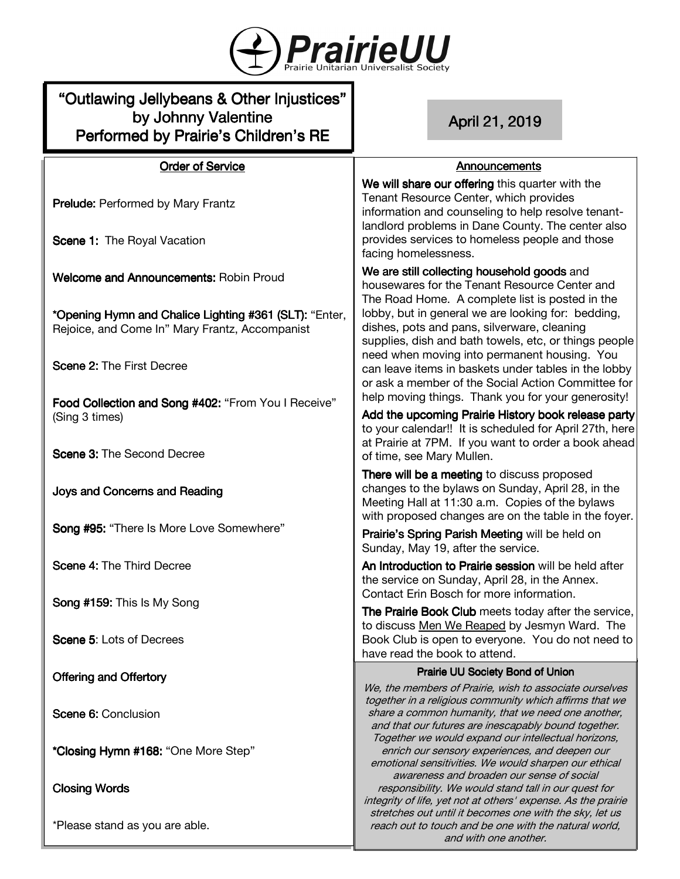# PrairieUU

Prairie Unitarian Universalist Society

## "Outlawing Jellybeans & Other Injustices" by Johnny Valentine Performed by Prairie's Children's RE

April 21, 2019

### Order of Service

**Prelude:** Performed by Mary Frantz

**Scene 1:** The Royal Vacation

**Welcome and Announcements:** Robin Proud

***Opening Hymn and Chalice Lighting #361 (SLT):** "Enter, Rejoice, and Come In" Mary Frantz, Accompanist

**Scene 2:** The First Decree

**Food Collection and Song #402:** "From You I Receive" (Sing 3 times)

**Scene 3:** The Second Decree

**Joys and Concerns and Reading**

**Song #95:** "There Is More Love Somewhere"

**Scene 4:** The Third Decree

**Song #159:** This Is My Song

**Scene 5**: Lots of Decrees

**Offering and Offertory**

**Scene 6:** Conclusion

***Closing Hymn #168:** "One More Step"

**Closing Words**

*Please stand as you are able.

### Announcements

**We will share our offering** this quarter with the Tenant Resource Center, which provides information and counseling to help resolve tenant-landlord problems in Dane County. The center also provides services to homeless people and those facing homelessness.

**We are still collecting household goods** and housewares for the Tenant Resource Center and The Road Home. A complete list is posted in the lobby, but in general we are looking for: bedding, dishes, pots and pans, silverware, cleaning supplies, dish and bath towels, etc, or things people need when moving into permanent housing. You can leave items in baskets under tables in the lobby or ask a member of the Social Action Committee for help moving things. Thank you for your generosity!

**Add the upcoming Prairie History book release party** to your calendar!! It is scheduled for April 27th, here at Prairie at 7PM. If you want to order a book ahead of time, see Mary Mullen.

**There will be a meeting** to discuss proposed changes to the bylaws on Sunday, April 28, in the Meeting Hall at 11:30 a.m. Copies of the bylaws with proposed changes are on the table in the foyer.

**Prairie's Spring Parish Meeting** will be held on Sunday, May 19, after the service.

**An Introduction to Prairie session** will be held after the service on Sunday, April 28, in the Annex. Contact Erin Bosch for more information.

**The Prairie Book Club** meets today after the service, to discuss Men We Reaped by Jesmyn Ward. The Book Club is open to everyone. You do not need to have read the book to attend.

### Prairie UU Society Bond of Union

*We, the members of Prairie, wish to associate ourselves together in a religious community which affirms that we share a common humanity, that we need one another, and that our futures are inescapably bound together. Together we would expand our intellectual horizons, enrich our sensory experiences, and deepen our emotional sensitivities. We would sharpen our ethical awareness and broaden our sense of social responsibility. We would stand tall in our quest for integrity of life, yet not at others' expense. As the prairie stretches out until it becomes one with the sky, let us reach out to touch and be one with the natural world, and with one another.*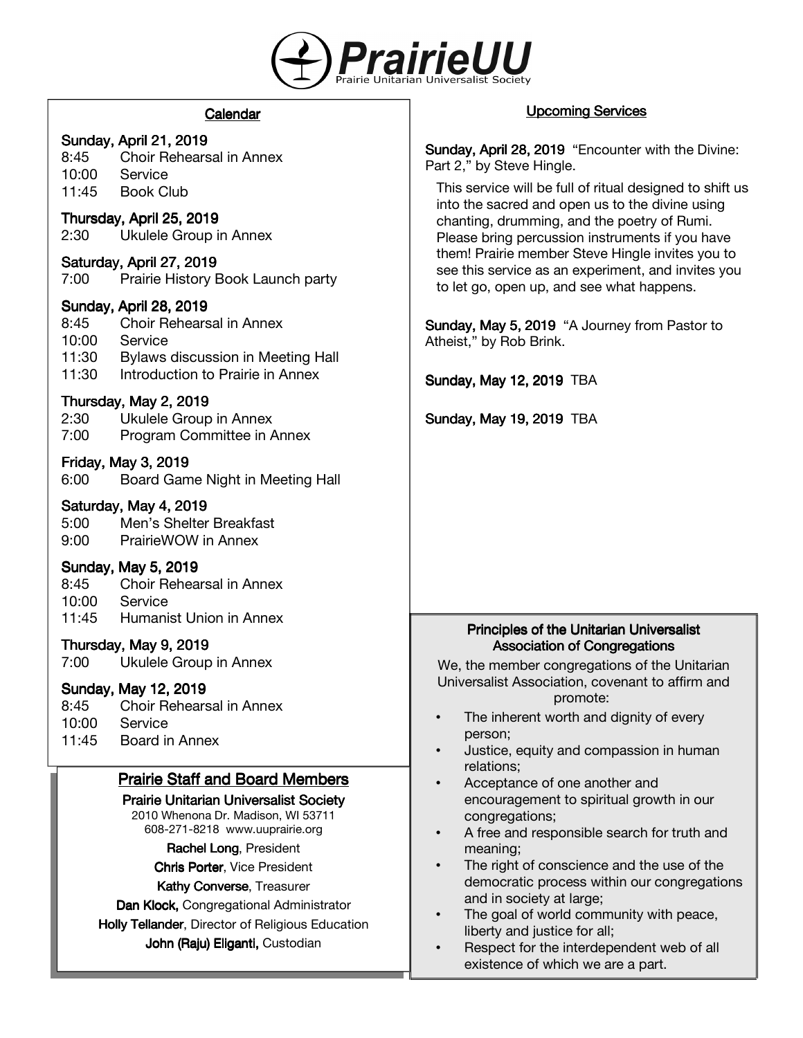# PrairieUU

Prairie Unitarian Universalist Society

## Calendar

**Sunday, April 21, 2019**
8:45 Choir Rehearsal in Annex
10:00 Service
11:45 Book Club

**Thursday, April 25, 2019**
2:30 Ukulele Group in Annex

**Saturday, April 27, 2019**
7:00 Prairie History Book Launch party

**Sunday, April 28, 2019**
8:45 Choir Rehearsal in Annex
10:00 Service
11:30 Bylaws discussion in Meeting Hall
11:30 Introduction to Prairie in Annex

**Thursday, May 2, 2019**
2:30 Ukulele Group in Annex
7:00 Program Committee in Annex

**Friday, May 3, 2019**
6:00 Board Game Night in Meeting Hall

**Saturday, May 4, 2019**
5:00 Men's Shelter Breakfast
9:00 PrairieWOW in Annex

**Sunday, May 5, 2019**
8:45 Choir Rehearsal in Annex
10:00 Service
11:45 Humanist Union in Annex

**Thursday, May 9, 2019**
7:00 Ukulele Group in Annex

**Sunday, May 12, 2019**
8:45 Choir Rehearsal in Annex
10:00 Service
11:45 Board in Annex

## Prairie Staff and Board Members

**Prairie Unitarian Universalist Society**
2010 Whenona Dr. Madison, WI 53711
608-271-8218 www.uuprairie.org

**Rachel Long**, President
**Chris Porter**, Vice President
**Kathy Converse**, Treasurer
**Dan Klock,** Congregational Administrator
**Holly Tellander**, Director of Religious Education
**John (Raju) Eliganti,** Custodian

## Upcoming Services

**Sunday, April 28, 2019** "Encounter with the Divine: Part 2," by Steve Hingle.

This service will be full of ritual designed to shift us into the sacred and open us to the divine using chanting, drumming, and the poetry of Rumi. Please bring percussion instruments if you have them! Prairie member Steve Hingle invites you to see this service as an experiment, and invites you to let go, open up, and see what happens.

**Sunday, May 5, 2019** "A Journey from Pastor to Atheist," by Rob Brink.

**Sunday, May 12, 2019** TBA

**Sunday, May 19, 2019** TBA

## Principles of the Unitarian Universalist Association of Congregations

We, the member congregations of the Unitarian Universalist Association, covenant to affirm and promote:

- The inherent worth and dignity of every person;
- Justice, equity and compassion in human relations;
- Acceptance of one another and encouragement to spiritual growth in our congregations;
- A free and responsible search for truth and meaning;
- The right of conscience and the use of the democratic process within our congregations and in society at large;
- The goal of world community with peace, liberty and justice for all;
- Respect for the interdependent web of all existence of which we are a part.